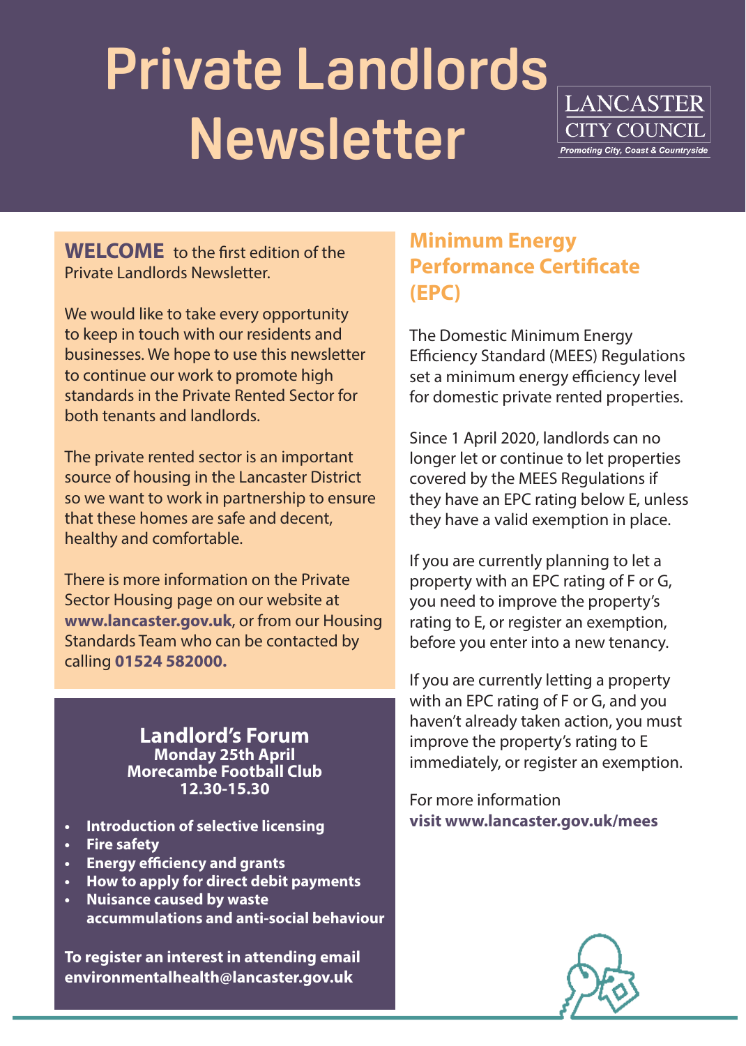# Private Landlords Newsletter

LANCASTER CITY COUNCIL
*Promoting City, Coast & Countryside*

**WELCOME** to the first edition of the Private Landlords Newsletter.

We would like to take every opportunity to keep in touch with our residents and businesses. We hope to use this newsletter to continue our work to promote high standards in the Private Rented Sector for both tenants and landlords.

The private rented sector is an important source of housing in the Lancaster District so we want to work in partnership to ensure that these homes are safe and decent, healthy and comfortable.

There is more information on the Private Sector Housing page on our website at **www.lancaster.gov.uk**, or from our Housing Standards Team who can be contacted by calling **01524 582000.**

## Landlord's Forum

**Monday 25th April**
**Morecambe Football Club**
**12.30-15.30**

- **Introduction of selective licensing**
- **Fire safety**
- **Energy efficiency and grants**
- **How to apply for direct debit payments**
- **Nuisance caused by waste accummulations and anti-social behaviour**

**To register an interest in attending email environmentalhealth@lancaster.gov.uk**

## Minimum Energy Performance Certificate (EPC)

The Domestic Minimum Energy Efficiency Standard (MEES) Regulations set a minimum energy efficiency level for domestic private rented properties.

Since 1 April 2020, landlords can no longer let or continue to let properties covered by the MEES Regulations if they have an EPC rating below E, unless they have a valid exemption in place.

If you are currently planning to let a property with an EPC rating of F or G, you need to improve the property's rating to E, or register an exemption, before you enter into a new tenancy.

If you are currently letting a property with an EPC rating of F or G, and you haven't already taken action, you must improve the property's rating to E immediately, or register an exemption.

For more information
**visit www.lancaster.gov.uk/mees**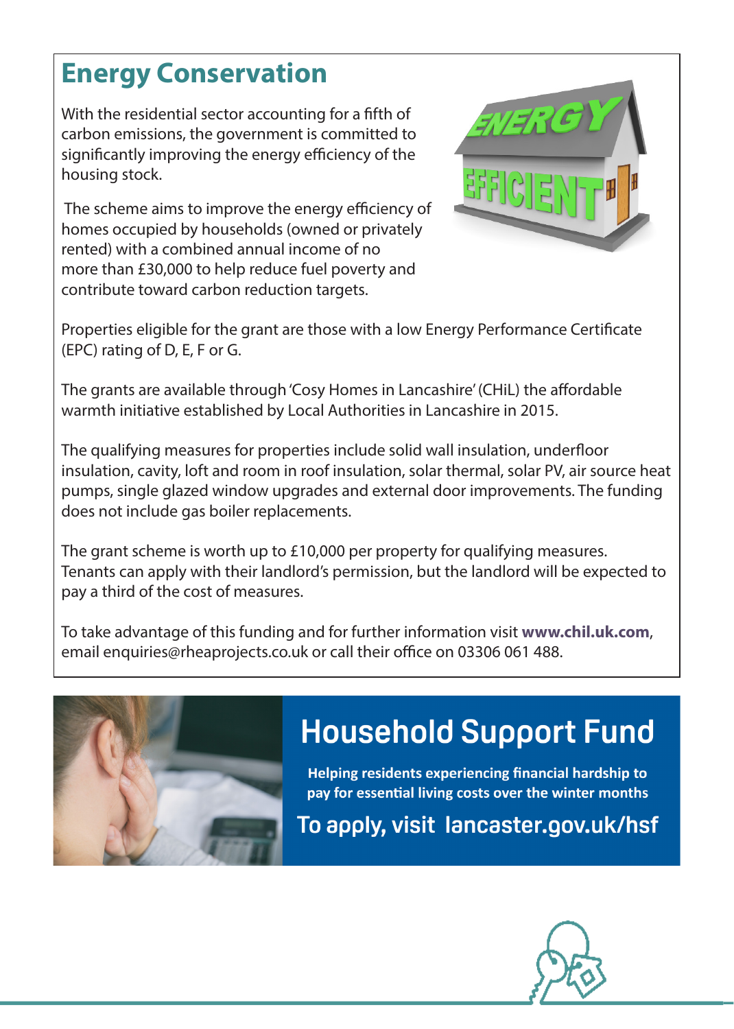## Energy Conservation

With the residential sector accounting for a fifth of carbon emissions, the government is committed to significantly improving the energy efficiency of the housing stock.

The scheme aims to improve the energy efficiency of homes occupied by households (owned or privately rented) with a combined annual income of no more than £30,000 to help reduce fuel poverty and contribute toward carbon reduction targets.

Properties eligible for the grant are those with a low Energy Performance Certificate (EPC) rating of D, E, F or G.

The grants are available through 'Cosy Homes in Lancashire' (CHiL) the affordable warmth initiative established by Local Authorities in Lancashire in 2015.

The qualifying measures for properties include solid wall insulation, underfloor insulation, cavity, loft and room in roof insulation, solar thermal, solar PV, air source heat pumps, single glazed window upgrades and external door improvements. The funding does not include gas boiler replacements.

The grant scheme is worth up to £10,000 per property for qualifying measures. Tenants can apply with their landlord's permission, but the landlord will be expected to pay a third of the cost of measures.

To take advantage of this funding and for further information visit **www.chil.uk.com**, email enquiries@rheaprojects.co.uk or call their office on 03306 061 488.

## Household Support Fund

**Helping residents experiencing financial hardship to pay for essential living costs over the winter months**

To apply, visit lancaster.gov.uk/hsf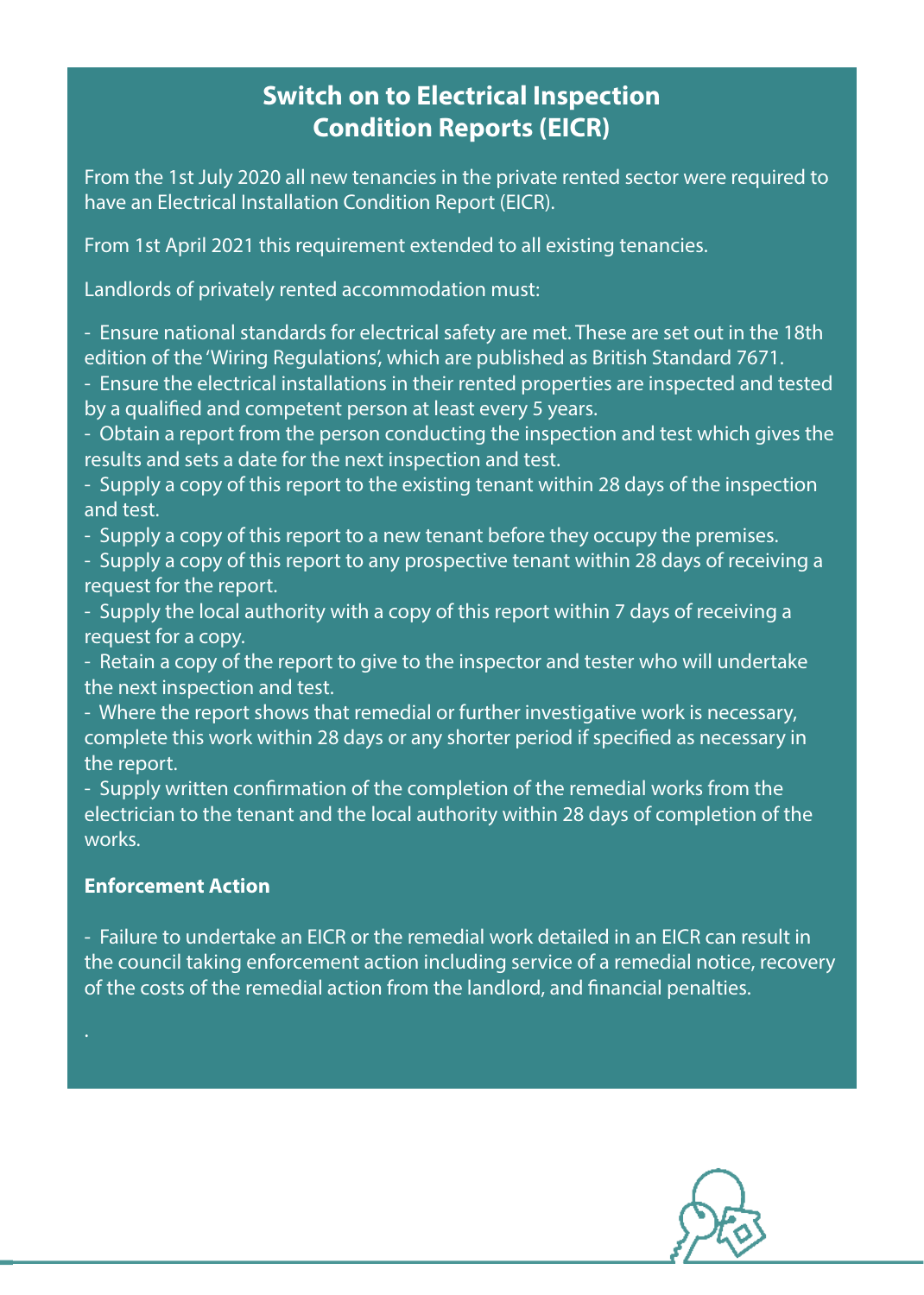## Switch on to Electrical Inspection Condition Reports (EICR)

From the 1st July 2020 all new tenancies in the private rented sector were required to have an Electrical Installation Condition Report (EICR).

From 1st April 2021 this requirement extended to all existing tenancies.

Landlords of privately rented accommodation must:

- Ensure national standards for electrical safety are met. These are set out in the 18th edition of the 'Wiring Regulations', which are published as British Standard 7671.
- Ensure the electrical installations in their rented properties are inspected and tested by a qualified and competent person at least every 5 years.
- Obtain a report from the person conducting the inspection and test which gives the results and sets a date for the next inspection and test.
- Supply a copy of this report to the existing tenant within 28 days of the inspection and test.
- Supply a copy of this report to a new tenant before they occupy the premises.
- Supply a copy of this report to any prospective tenant within 28 days of receiving a request for the report.
- Supply the local authority with a copy of this report within 7 days of receiving a request for a copy.
- Retain a copy of the report to give to the inspector and tester who will undertake the next inspection and test.
- Where the report shows that remedial or further investigative work is necessary, complete this work within 28 days or any shorter period if specified as necessary in the report.
- Supply written confirmation of the completion of the remedial works from the electrician to the tenant and the local authority within 28 days of completion of the works.

**Enforcement Action**

- Failure to undertake an EICR or the remedial work detailed in an EICR can result in the council taking enforcement action including service of a remedial notice, recovery of the costs of the remedial action from the landlord, and financial penalties.